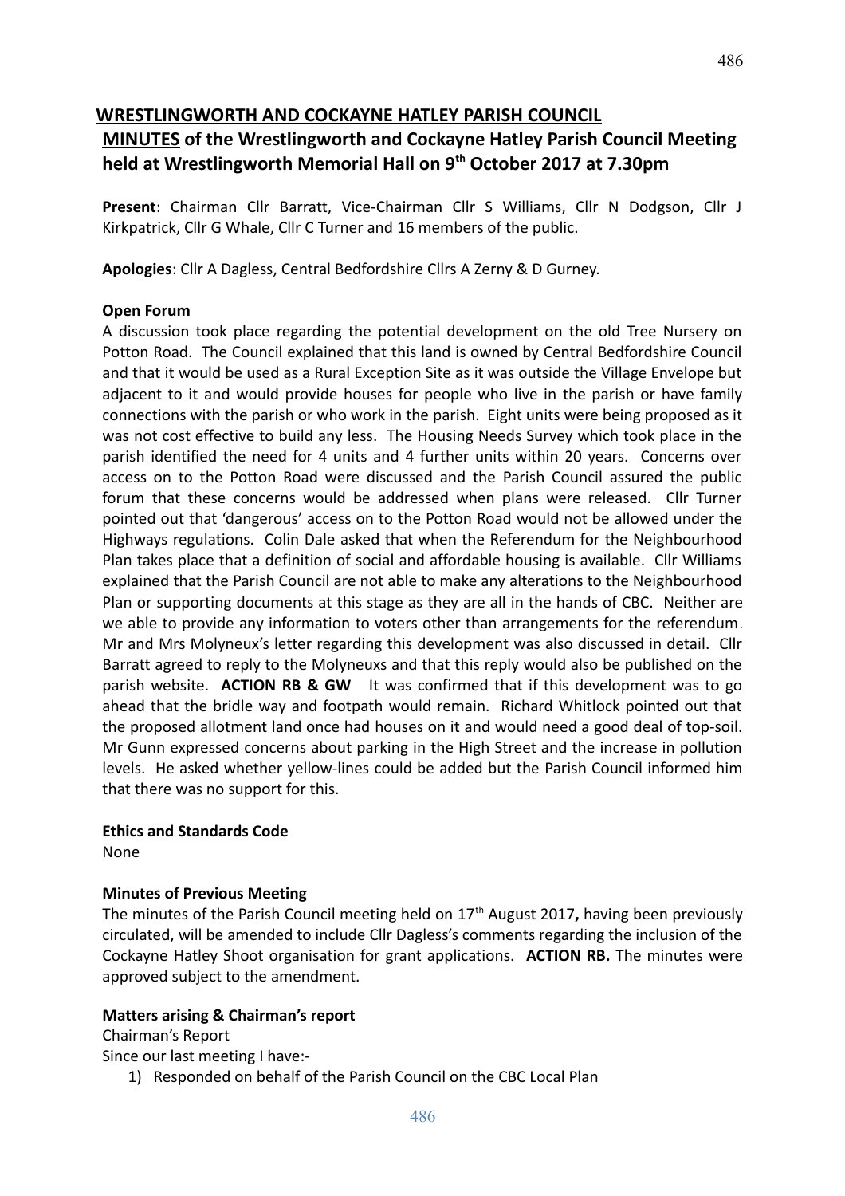# WRESTLINGWORTH AND COCKAYNE HATLEY PARISH COUNCIL

## MINUTES of the Wrestlingworth and Cockayne Hatley Parish Council Meeting held at Wrestlingworth Memorial Hall on 9th October 2017 at 7.30pm

**Present**: Chairman Cllr Barratt, Vice-Chairman Cllr S Williams, Cllr N Dodgson, Cllr J Kirkpatrick, Cllr G Whale, Cllr C Turner and 16 members of the public.

**Apologies**: Cllr A Dagless, Central Bedfordshire Cllrs A Zerny & D Gurney.

**Open Forum**

A discussion took place regarding the potential development on the old Tree Nursery on Potton Road. The Council explained that this land is owned by Central Bedfordshire Council and that it would be used as a Rural Exception Site as it was outside the Village Envelope but adjacent to it and would provide houses for people who live in the parish or have family connections with the parish or who work in the parish. Eight units were being proposed as it was not cost effective to build any less. The Housing Needs Survey which took place in the parish identified the need for 4 units and 4 further units within 20 years. Concerns over access on to the Potton Road were discussed and the Parish Council assured the public forum that these concerns would be addressed when plans were released. Cllr Turner pointed out that 'dangerous' access on to the Potton Road would not be allowed under the Highways regulations. Colin Dale asked that when the Referendum for the Neighbourhood Plan takes place that a definition of social and affordable housing is available. Cllr Williams explained that the Parish Council are not able to make any alterations to the Neighbourhood Plan or supporting documents at this stage as they are all in the hands of CBC. Neither are we able to provide any information to voters other than arrangements for the referendum. Mr and Mrs Molyneux's letter regarding this development was also discussed in detail. Cllr Barratt agreed to reply to the Molyneuxs and that this reply would also be published on the parish website. **ACTION RB & GW** It was confirmed that if this development was to go ahead that the bridle way and footpath would remain. Richard Whitlock pointed out that the proposed allotment land once had houses on it and would need a good deal of top-soil. Mr Gunn expressed concerns about parking in the High Street and the increase in pollution levels. He asked whether yellow-lines could be added but the Parish Council informed him that there was no support for this.

**Ethics and Standards Code**

None

**Minutes of Previous Meeting**

The minutes of the Parish Council meeting held on 17th August 2017**,** having been previously circulated, will be amended to include Cllr Dagless's comments regarding the inclusion of the Cockayne Hatley Shoot organisation for grant applications. **ACTION RB.** The minutes were approved subject to the amendment.

**Matters arising & Chairman's report**

Chairman's Report

Since our last meeting I have:-

1) Responded on behalf of the Parish Council on the CBC Local Plan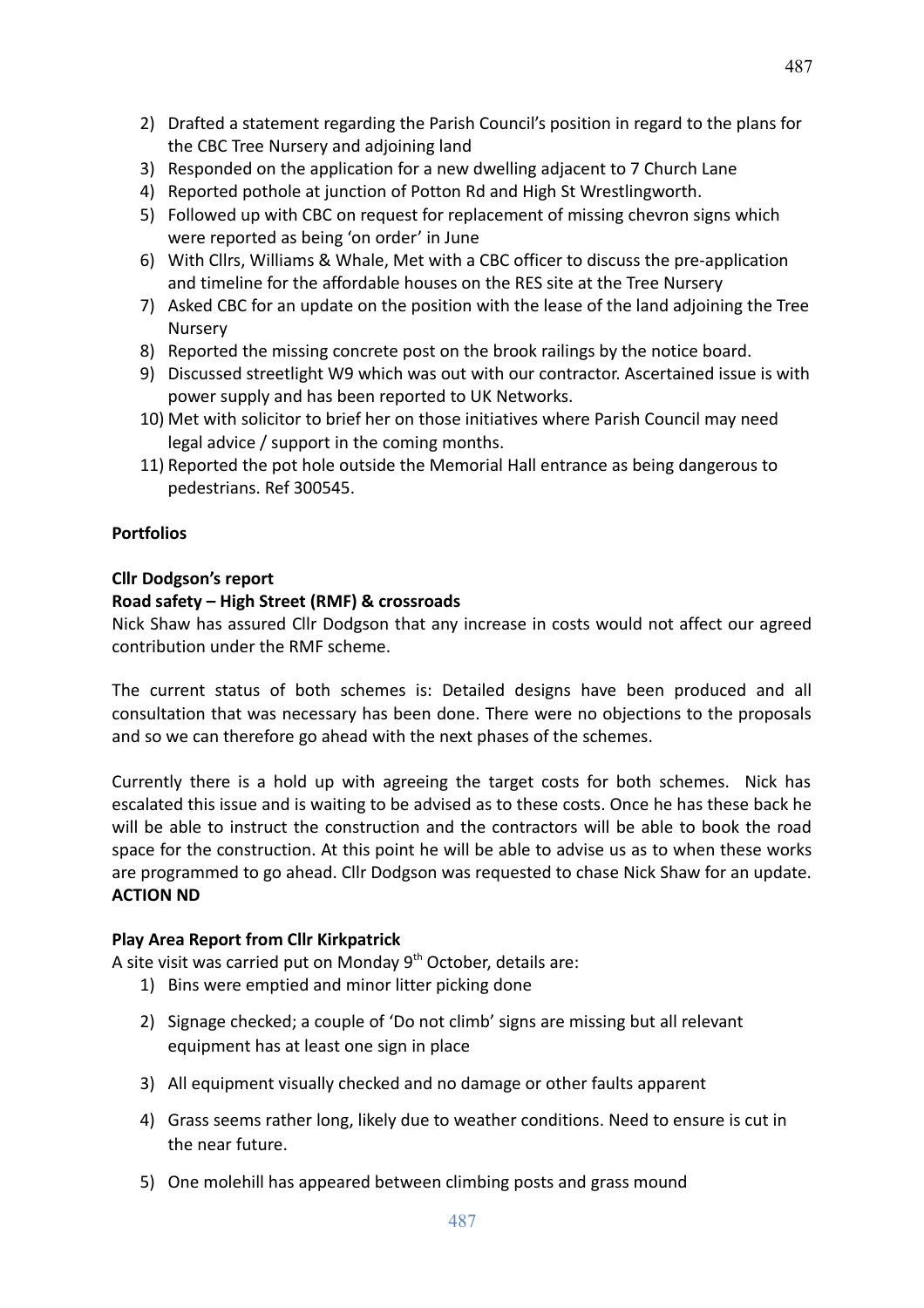2) Drafted a statement regarding the Parish Council's position in regard to the plans for the CBC Tree Nursery and adjoining land
3) Responded on the application for a new dwelling adjacent to 7 Church Lane
4) Reported pothole at junction of Potton Rd and High St Wrestlingworth.
5) Followed up with CBC on request for replacement of missing chevron signs which were reported as being 'on order' in June
6) With Cllrs, Williams & Whale, Met with a CBC officer to discuss the pre-application and timeline for the affordable houses on the RES site at the Tree Nursery
7) Asked CBC for an update on the position with the lease of the land adjoining the Tree Nursery
8) Reported the missing concrete post on the brook railings by the notice board.
9) Discussed streetlight W9 which was out with our contractor. Ascertained issue is with power supply and has been reported to UK Networks.
10) Met with solicitor to brief her on those initiatives where Parish Council may need legal advice / support in the coming months.
11) Reported the pot hole outside the Memorial Hall entrance as being dangerous to pedestrians. Ref 300545.

**Portfolios**

**Cllr Dodgson's report**

**Road safety – High Street (RMF) & crossroads**

Nick Shaw has assured Cllr Dodgson that any increase in costs would not affect our agreed contribution under the RMF scheme.

The current status of both schemes is: Detailed designs have been produced and all consultation that was necessary has been done. There were no objections to the proposals and so we can therefore go ahead with the next phases of the schemes.

Currently there is a hold up with agreeing the target costs for both schemes. Nick has escalated this issue and is waiting to be advised as to these costs. Once he has these back he will be able to instruct the construction and the contractors will be able to book the road space for the construction. At this point he will be able to advise us as to when these works are programmed to go ahead. Cllr Dodgson was requested to chase Nick Shaw for an update. **ACTION ND**

**Play Area Report from Cllr Kirkpatrick**

A site visit was carried put on Monday 9th October, details are:

1) Bins were emptied and minor litter picking done
2) Signage checked; a couple of 'Do not climb' signs are missing but all relevant equipment has at least one sign in place
3) All equipment visually checked and no damage or other faults apparent
4) Grass seems rather long, likely due to weather conditions. Need to ensure is cut in the near future.
5) One molehill has appeared between climbing posts and grass mound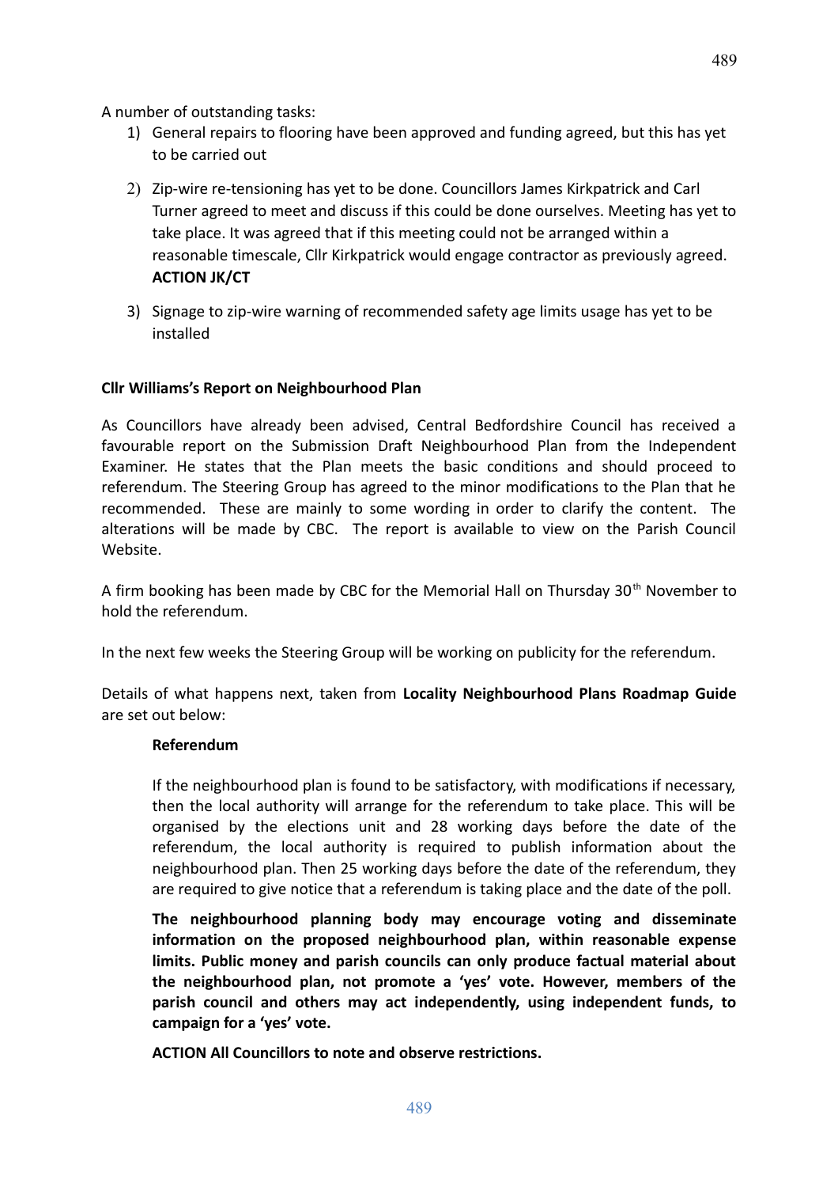A number of outstanding tasks:

1) General repairs to flooring have been approved and funding agreed, but this has yet to be carried out
2) Zip-wire re-tensioning has yet to be done. Councillors James Kirkpatrick and Carl Turner agreed to meet and discuss if this could be done ourselves. Meeting has yet to take place. It was agreed that if this meeting could not be arranged within a reasonable timescale, Cllr Kirkpatrick would engage contractor as previously agreed. **ACTION JK/CT**
3) Signage to zip-wire warning of recommended safety age limits usage has yet to be installed

**Cllr Williams's Report on Neighbourhood Plan**

As Councillors have already been advised, Central Bedfordshire Council has received a favourable report on the Submission Draft Neighbourhood Plan from the Independent Examiner. He states that the Plan meets the basic conditions and should proceed to referendum. The Steering Group has agreed to the minor modifications to the Plan that he recommended. These are mainly to some wording in order to clarify the content. The alterations will be made by CBC. The report is available to view on the Parish Council Website.

A firm booking has been made by CBC for the Memorial Hall on Thursday 30th November to hold the referendum.

In the next few weeks the Steering Group will be working on publicity for the referendum.

Details of what happens next, taken from **Locality Neighbourhood Plans Roadmap Guide** are set out below:

> **Referendum**
>
> If the neighbourhood plan is found to be satisfactory, with modifications if necessary, then the local authority will arrange for the referendum to take place. This will be organised by the elections unit and 28 working days before the date of the referendum, the local authority is required to publish information about the neighbourhood plan. Then 25 working days before the date of the referendum, they are required to give notice that a referendum is taking place and the date of the poll.
>
> **The neighbourhood planning body may encourage voting and disseminate information on the proposed neighbourhood plan, within reasonable expense limits. Public money and parish councils can only produce factual material about the neighbourhood plan, not promote a 'yes' vote. However, members of the parish council and others may act independently, using independent funds, to campaign for a 'yes' vote.**
>
> **ACTION All Councillors to note and observe restrictions.**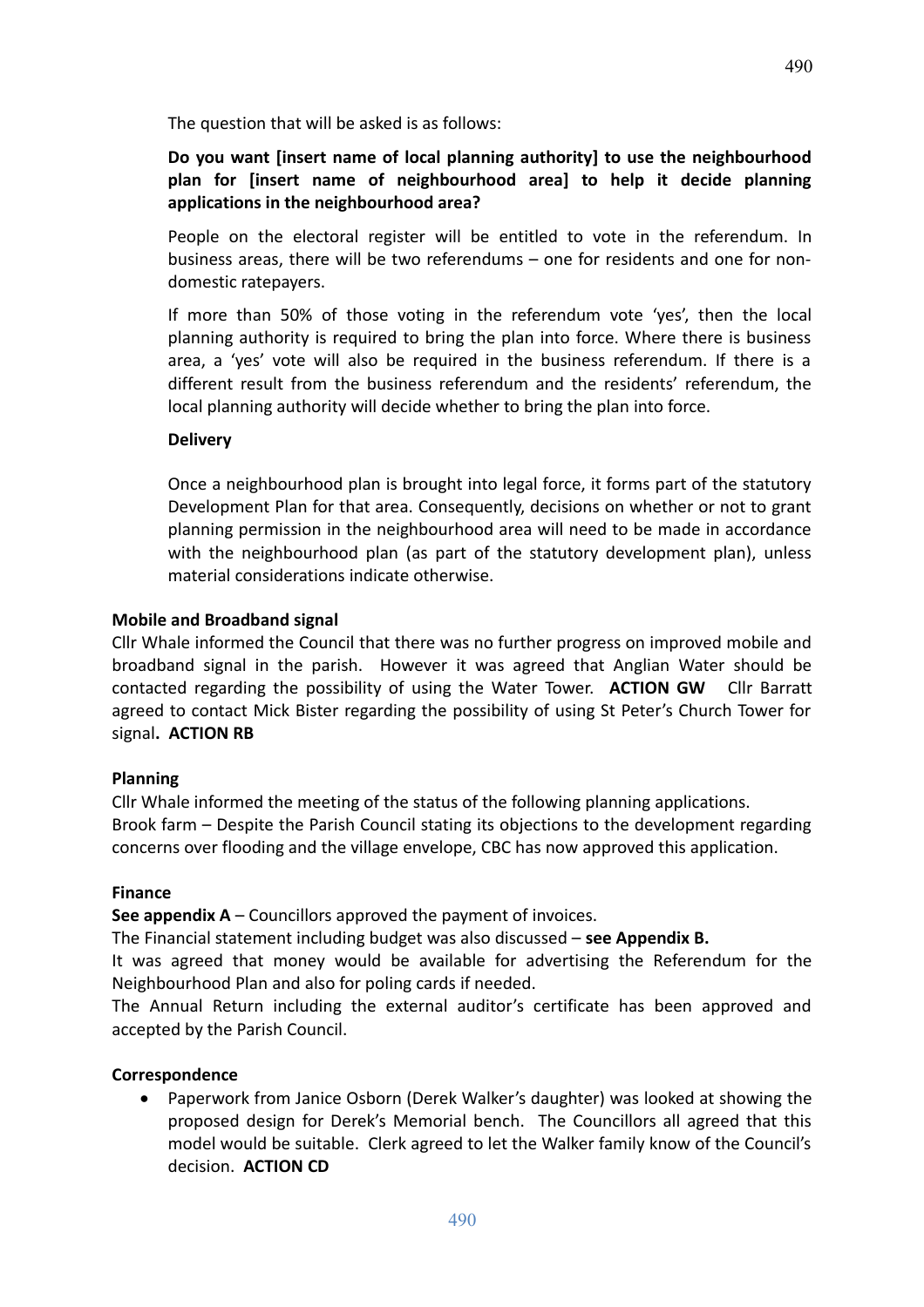The question that will be asked is as follows:

**Do you want [insert name of local planning authority] to use the neighbourhood plan for [insert name of neighbourhood area] to help it decide planning applications in the neighbourhood area?**

People on the electoral register will be entitled to vote in the referendum. In business areas, there will be two referendums – one for residents and one for non-domestic ratepayers.

If more than 50% of those voting in the referendum vote 'yes', then the local planning authority is required to bring the plan into force. Where there is business area, a 'yes' vote will also be required in the business referendum. If there is a different result from the business referendum and the residents' referendum, the local planning authority will decide whether to bring the plan into force.

**Delivery**

Once a neighbourhood plan is brought into legal force, it forms part of the statutory Development Plan for that area. Consequently, decisions on whether or not to grant planning permission in the neighbourhood area will need to be made in accordance with the neighbourhood plan (as part of the statutory development plan), unless material considerations indicate otherwise.

**Mobile and Broadband signal**

Cllr Whale informed the Council that there was no further progress on improved mobile and broadband signal in the parish. However it was agreed that Anglian Water should be contacted regarding the possibility of using the Water Tower. **ACTION GW** Cllr Barratt agreed to contact Mick Bister regarding the possibility of using St Peter's Church Tower for signal**. ACTION RB**

**Planning**

Cllr Whale informed the meeting of the status of the following planning applications.
Brook farm – Despite the Parish Council stating its objections to the development regarding concerns over flooding and the village envelope, CBC has now approved this application.

**Finance**

**See appendix A** – Councillors approved the payment of invoices.
The Financial statement including budget was also discussed – **see Appendix B.**
It was agreed that money would be available for advertising the Referendum for the Neighbourhood Plan and also for poling cards if needed.
The Annual Return including the external auditor's certificate has been approved and accepted by the Parish Council.

**Correspondence**

- Paperwork from Janice Osborn (Derek Walker's daughter) was looked at showing the proposed design for Derek's Memorial bench. The Councillors all agreed that this model would be suitable. Clerk agreed to let the Walker family know of the Council's decision. **ACTION CD**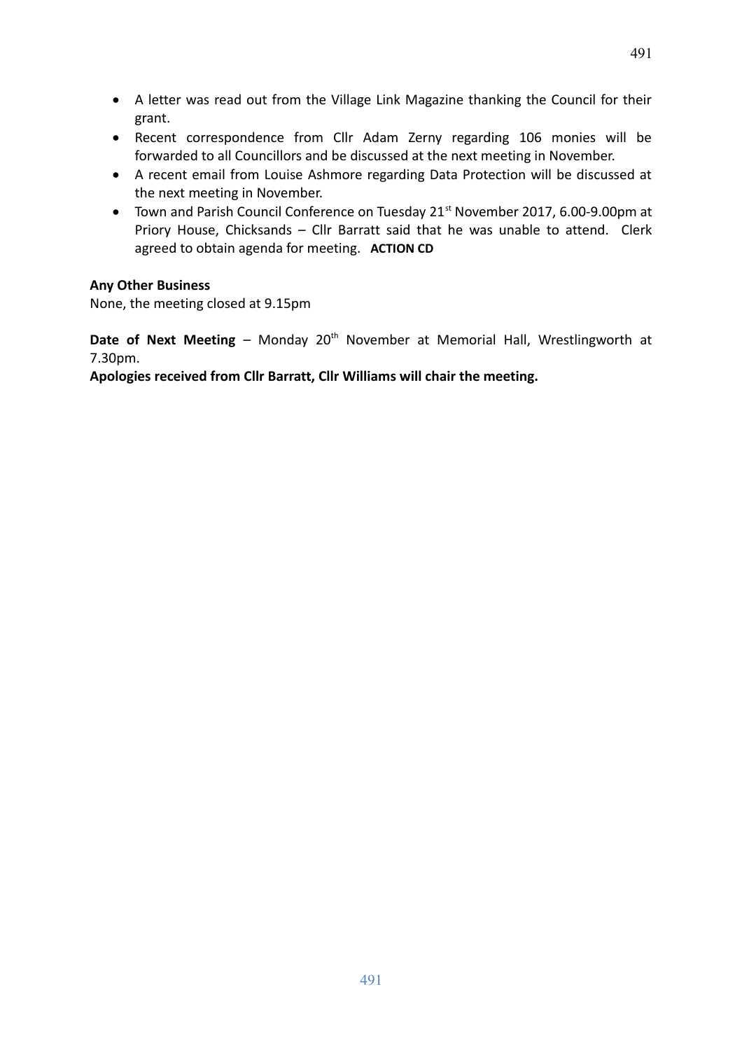- A letter was read out from the Village Link Magazine thanking the Council for their grant.
- Recent correspondence from Cllr Adam Zerny regarding 106 monies will be forwarded to all Councillors and be discussed at the next meeting in November.
- A recent email from Louise Ashmore regarding Data Protection will be discussed at the next meeting in November.
- Town and Parish Council Conference on Tuesday 21st November 2017, 6.00-9.00pm at Priory House, Chicksands – Cllr Barratt said that he was unable to attend. Clerk agreed to obtain agenda for meeting. **ACTION CD**

**Any Other Business**

None, the meeting closed at 9.15pm

**Date of Next Meeting** – Monday 20th November at Memorial Hall, Wrestlingworth at 7.30pm.

**Apologies received from Cllr Barratt, Cllr Williams will chair the meeting.**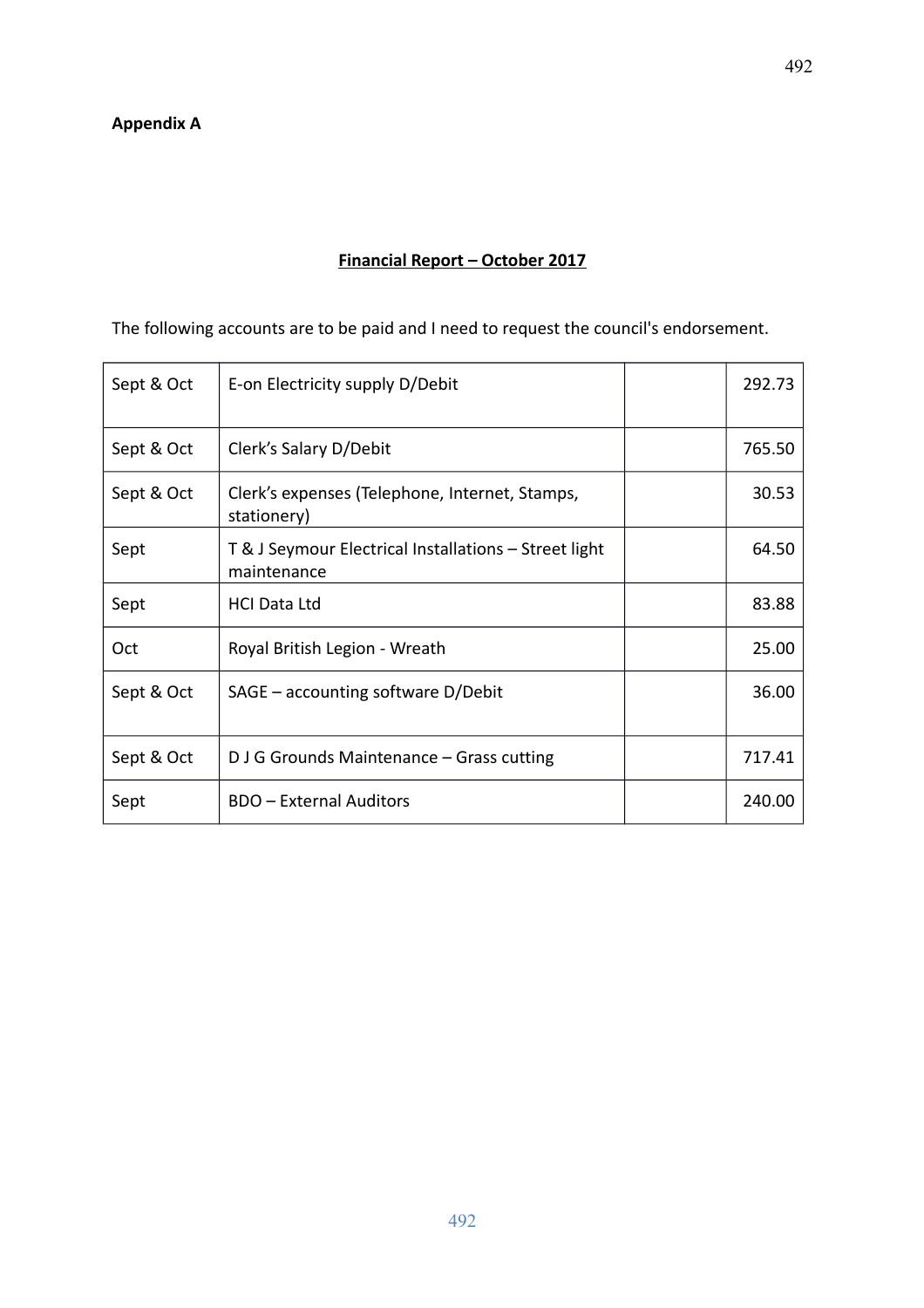**Appendix A**

**Financial Report – October 2017**

The following accounts are to be paid and I need to request the council's endorsement.

| | | | |
|---|---|---|---|
| Sept & Oct | E-on Electricity supply D/Debit | | 292.73 |
| Sept & Oct | Clerk's Salary D/Debit | | 765.50 |
| Sept & Oct | Clerk's expenses (Telephone, Internet, Stamps, stationery) | | 30.53 |
| Sept | T & J Seymour Electrical Installations – Street light maintenance | | 64.50 |
| Sept | HCI Data Ltd | | 83.88 |
| Oct | Royal British Legion - Wreath | | 25.00 |
| Sept & Oct | SAGE – accounting software D/Debit | | 36.00 |
| Sept & Oct | D J G Grounds Maintenance – Grass cutting | | 717.41 |
| Sept | BDO – External Auditors | | 240.00 |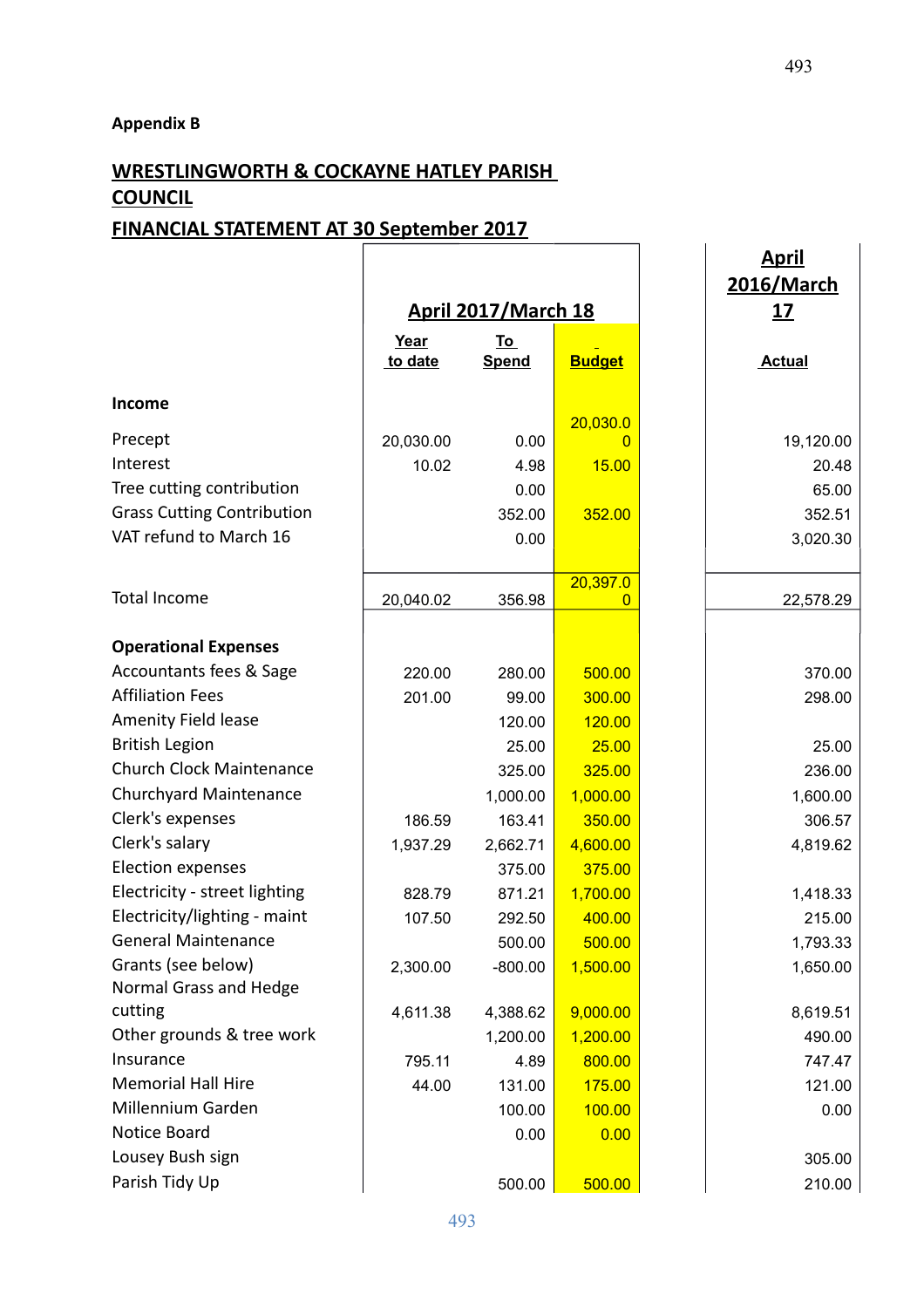**Appendix B**

## WRESTLINGWORTH & COCKAYNE HATLEY PARISH COUNCIL

## FINANCIAL STATEMENT AT 30 September 2017

| | April 2017/March 18 | | | April 2016/March 17 |
|---|---|---|---|---|
| | Year to date | To Spend | Budget | Actual |
| **Income** | | | | |
| Precept | 20,030.00 | 0.00 | 20,030.00 | 19,120.00 |
| Interest | 10.02 | 4.98 | 15.00 | 20.48 |
| Tree cutting contribution | | 0.00 | | 65.00 |
| Grass Cutting Contribution | | 352.00 | 352.00 | 352.51 |
| VAT refund to March 16 | | 0.00 | | 3,020.30 |
| Total Income | 20,040.02 | 356.98 | 20,397.00 | 22,578.29 |
| **Operational Expenses** | | | | |
| Accountants fees & Sage | 220.00 | 280.00 | 500.00 | 370.00 |
| Affiliation Fees | 201.00 | 99.00 | 300.00 | 298.00 |
| Amenity Field lease | | 120.00 | 120.00 | |
| British Legion | | 25.00 | 25.00 | 25.00 |
| Church Clock Maintenance | | 325.00 | 325.00 | 236.00 |
| Churchyard Maintenance | | 1,000.00 | 1,000.00 | 1,600.00 |
| Clerk's expenses | 186.59 | 163.41 | 350.00 | 306.57 |
| Clerk's salary | 1,937.29 | 2,662.71 | 4,600.00 | 4,819.62 |
| Election expenses | | 375.00 | 375.00 | |
| Electricity - street lighting | 828.79 | 871.21 | 1,700.00 | 1,418.33 |
| Electricity/lighting - maint | 107.50 | 292.50 | 400.00 | 215.00 |
| General Maintenance | | 500.00 | 500.00 | 1,793.33 |
| Grants (see below) | 2,300.00 | -800.00 | 1,500.00 | 1,650.00 |
| Normal Grass and Hedge cutting | 4,611.38 | 4,388.62 | 9,000.00 | 8,619.51 |
| Other grounds & tree work | | 1,200.00 | 1,200.00 | 490.00 |
| Insurance | 795.11 | 4.89 | 800.00 | 747.47 |
| Memorial Hall Hire | 44.00 | 131.00 | 175.00 | 121.00 |
| Millennium Garden | | 100.00 | 100.00 | 0.00 |
| Notice Board | | 0.00 | 0.00 | |
| Lousey Bush sign | | | | 305.00 |
| Parish Tidy Up | | 500.00 | 500.00 | 210.00 |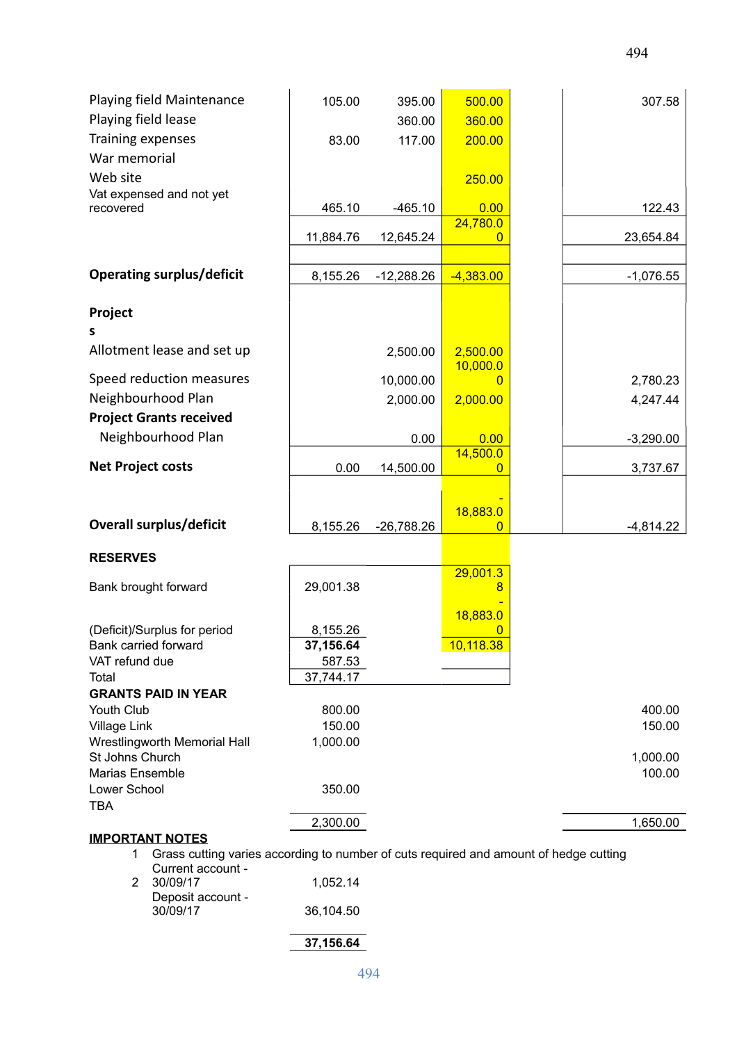| | | | | | |
|---|---|---|---|---|---|
| Playing field Maintenance | 105.00 | 395.00 | 500.00 | | 307.58 |
| Playing field lease | | 360.00 | 360.00 | | |
| Training expenses | 83.00 | 117.00 | 200.00 | | |
| War memorial | | | | | |
| Web site | | | 250.00 | | |
| Vat expensed and not yet recovered | 465.10 | -465.10 | 0.00 | | 122.43 |
| | 11,884.76 | 12,645.24 | 24,780.00 | | 23,654.84 |
| | | | | | |
| **Operating surplus/deficit** | 8,155.26 | -12,288.26 | -4,383.00 | | -1,076.55 |
| | | | | | |
| **Projects** | | | | | |
| Allotment lease and set up | | 2,500.00 | 2,500.00 | | |
| Speed reduction measures | | 10,000.00 | 10,000.00 | | 2,780.23 |
| Neighbourhood Plan | | 2,000.00 | 2,000.00 | | 4,247.44 |
| **Project Grants received** | | | | | |
| Neighbourhood Plan | | 0.00 | 0.00 | | -3,290.00 |
| **Net Project costs** | 0.00 | 14,500.00 | 14,500.00 | | 3,737.67 |
| | | | | | |
| **Overall surplus/deficit** | 8,155.26 | -26,788.26 | -18,883.00 | | -4,814.22 |
| | | | | | |
| **RESERVES** | | | | | |
| Bank brought forward | 29,001.38 | | 29,001.38 | | |
| (Deficit)/Surplus for period | 8,155.26 | | -18,883.00 | | |
| Bank carried forward | **37,156.64** | | 10,118.38 | | |
| VAT refund due | 587.53 | | | | |
| Total | 37,744.17 | | | | |
| **GRANTS PAID IN YEAR** | | | | | |
| Youth Club | 800.00 | | | | 400.00 |
| Village Link | 150.00 | | | | 150.00 |
| Wrestlingworth Memorial Hall | 1,000.00 | | | | |
| St Johns Church | | | | | 1,000.00 |
| Marias Ensemble | | | | | 100.00 |
| Lower School | 350.00 | | | | |
| TBA | | | | | |
| | 2,300.00 | | | | 1,650.00 |

**IMPORTANT NOTES**

1. Grass cutting varies according to number of cuts required and amount of hedge cutting
2. Current account - 30/09/17 — 1,052.14

   Deposit account - 30/09/17 — 36,104.50

   **37,156.64**